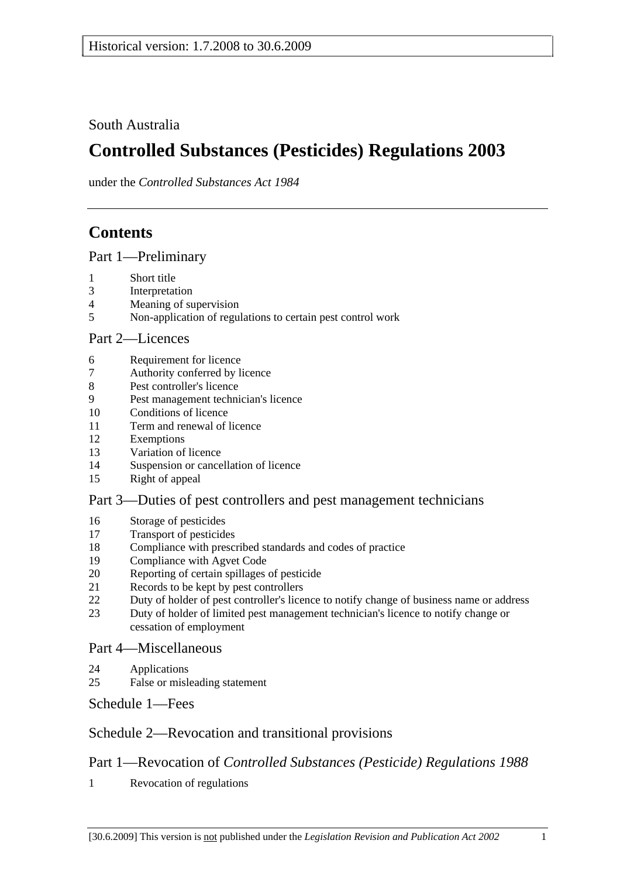Historical version: 1.7.2008 to 30.6.2009

South Australia

# Controlled Substances (Pesticides) Regulations 2003

under the *Controlled Substances Act 1984*

---

## Contents

### Part 1—Preliminary

1 Short title
3 Interpretation
4 Meaning of supervision
5 Non-application of regulations to certain pest control work

### Part 2—Licences

6 Requirement for licence
7 Authority conferred by licence
8 Pest controller's licence
9 Pest management technician's licence
10 Conditions of licence
11 Term and renewal of licence
12 Exemptions
13 Variation of licence
14 Suspension or cancellation of licence
15 Right of appeal

### Part 3—Duties of pest controllers and pest management technicians

16 Storage of pesticides
17 Transport of pesticides
18 Compliance with prescribed standards and codes of practice
19 Compliance with Agvet Code
20 Reporting of certain spillages of pesticide
21 Records to be kept by pest controllers
22 Duty of holder of pest controller's licence to notify change of business name or address
23 Duty of holder of limited pest management technician's licence to notify change or cessation of employment

### Part 4—Miscellaneous

24 Applications
25 False or misleading statement

### Schedule 1—Fees

### Schedule 2—Revocation and transitional provisions

### Part 1—Revocation of *Controlled Substances (Pesticide) Regulations 1988*

1 Revocation of regulations

[30.6.2009] This version is not published under the *Legislation Revision and Publication Act 2002*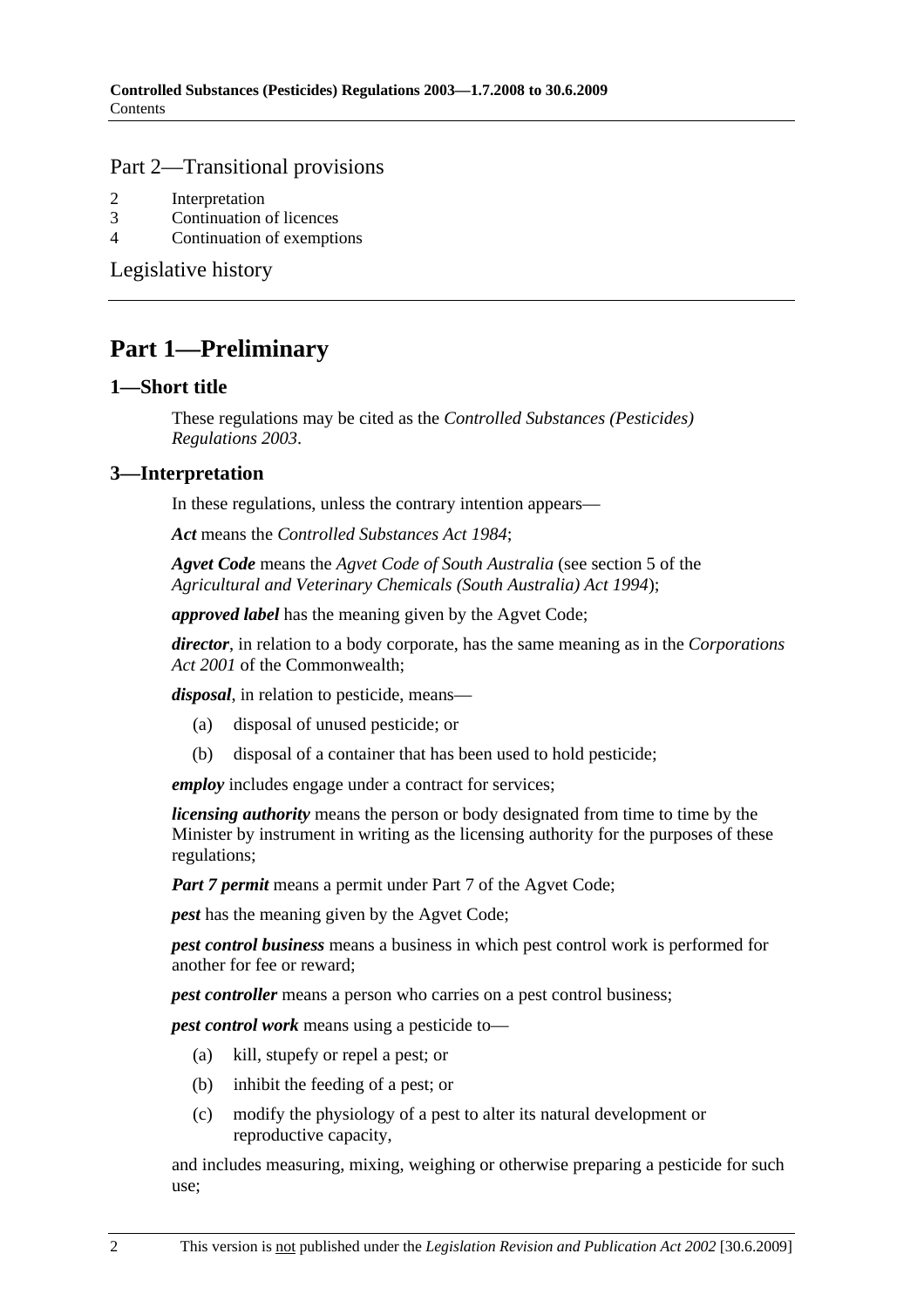## Part 2—Transitional provisions

2 Interpretation
3 Continuation of licences
4 Continuation of exemptions

Legislative history

# Part 1—Preliminary

## 1—Short title

These regulations may be cited as the *Controlled Substances (Pesticides) Regulations 2003*.

## 3—Interpretation

In these regulations, unless the contrary intention appears—

***Act*** means the *Controlled Substances Act 1984*;

***Agvet Code*** means the *Agvet Code of South Australia* (see section 5 of the *Agricultural and Veterinary Chemicals (South Australia) Act 1994*);

***approved label*** has the meaning given by the Agvet Code;

***director***, in relation to a body corporate, has the same meaning as in the *Corporations Act 2001* of the Commonwealth;

***disposal***, in relation to pesticide, means—

(a) disposal of unused pesticide; or

(b) disposal of a container that has been used to hold pesticide;

***employ*** includes engage under a contract for services;

***licensing authority*** means the person or body designated from time to time by the Minister by instrument in writing as the licensing authority for the purposes of these regulations;

***Part 7 permit*** means a permit under Part 7 of the Agvet Code;

***pest*** has the meaning given by the Agvet Code;

***pest control business*** means a business in which pest control work is performed for another for fee or reward;

***pest controller*** means a person who carries on a pest control business;

***pest control work*** means using a pesticide to—

(a) kill, stupefy or repel a pest; or

(b) inhibit the feeding of a pest; or

(c) modify the physiology of a pest to alter its natural development or reproductive capacity,

and includes measuring, mixing, weighing or otherwise preparing a pesticide for such use;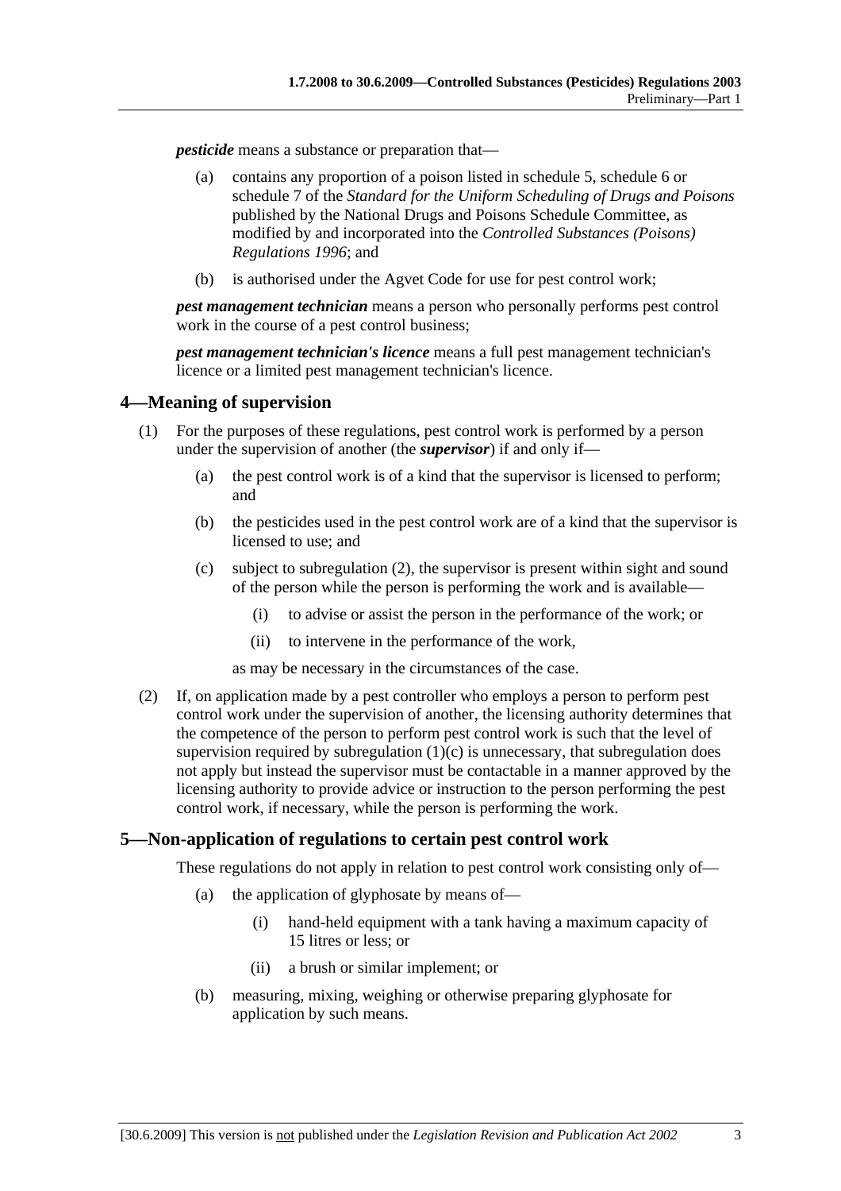***pesticide*** means a substance or preparation that—

(a) contains any proportion of a poison listed in schedule 5, schedule 6 or schedule 7 of the *Standard for the Uniform Scheduling of Drugs and Poisons* published by the National Drugs and Poisons Schedule Committee, as modified by and incorporated into the *Controlled Substances (Poisons) Regulations 1996*; and

(b) is authorised under the Agvet Code for use for pest control work;

***pest management technician*** means a person who personally performs pest control work in the course of a pest control business;

***pest management technician's licence*** means a full pest management technician's licence or a limited pest management technician's licence.

## 4—Meaning of supervision

(1) For the purposes of these regulations, pest control work is performed by a person under the supervision of another (the ***supervisor***) if and only if—

(a) the pest control work is of a kind that the supervisor is licensed to perform; and

(b) the pesticides used in the pest control work are of a kind that the supervisor is licensed to use; and

(c) subject to subregulation (2), the supervisor is present within sight and sound of the person while the person is performing the work and is available—

(i) to advise or assist the person in the performance of the work; or

(ii) to intervene in the performance of the work,

as may be necessary in the circumstances of the case.

(2) If, on application made by a pest controller who employs a person to perform pest control work under the supervision of another, the licensing authority determines that the competence of the person to perform pest control work is such that the level of supervision required by subregulation (1)(c) is unnecessary, that subregulation does not apply but instead the supervisor must be contactable in a manner approved by the licensing authority to provide advice or instruction to the person performing the pest control work, if necessary, while the person is performing the work.

## 5—Non-application of regulations to certain pest control work

These regulations do not apply in relation to pest control work consisting only of—

(a) the application of glyphosate by means of—

(i) hand-held equipment with a tank having a maximum capacity of 15 litres or less; or

(ii) a brush or similar implement; or

(b) measuring, mixing, weighing or otherwise preparing glyphosate for application by such means.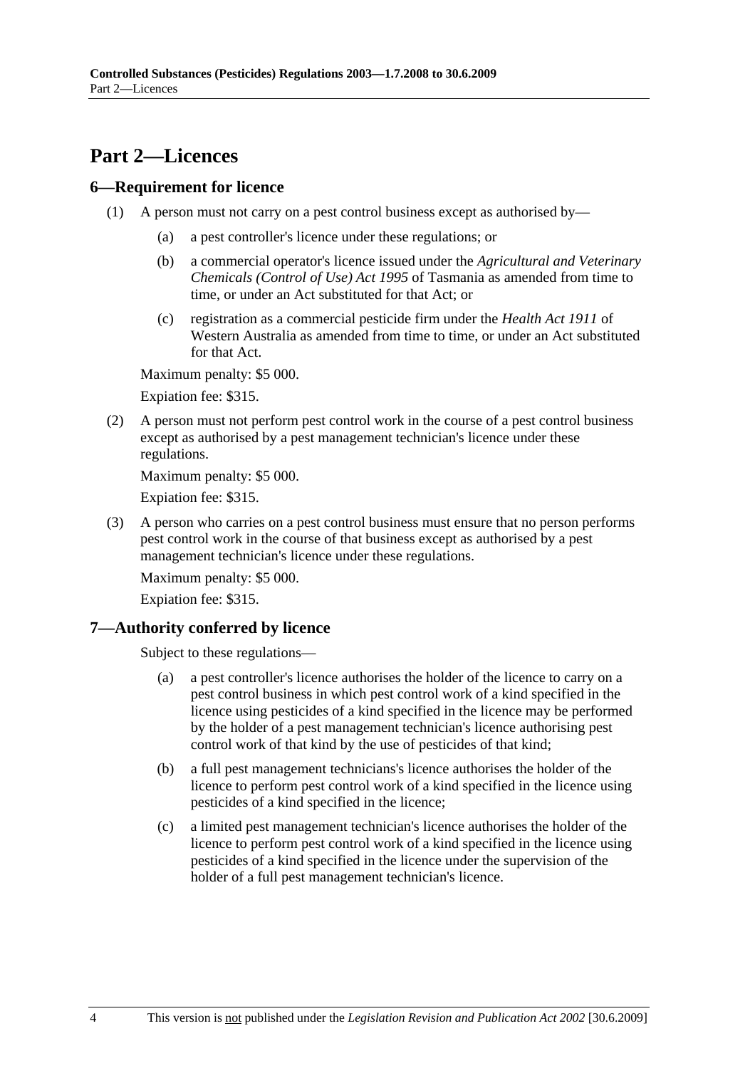# Part 2—Licences

## 6—Requirement for licence

(1) A person must not carry on a pest control business except as authorised by—

(a) a pest controller's licence under these regulations; or

(b) a commercial operator's licence issued under the *Agricultural and Veterinary Chemicals (Control of Use) Act 1995* of Tasmania as amended from time to time, or under an Act substituted for that Act; or

(c) registration as a commercial pesticide firm under the *Health Act 1911* of Western Australia as amended from time to time, or under an Act substituted for that Act.

Maximum penalty: $5 000.

Expiation fee: $315.

(2) A person must not perform pest control work in the course of a pest control business except as authorised by a pest management technician's licence under these regulations.

Maximum penalty: $5 000.

Expiation fee: $315.

(3) A person who carries on a pest control business must ensure that no person performs pest control work in the course of that business except as authorised by a pest management technician's licence under these regulations.

Maximum penalty: $5 000.

Expiation fee: $315.

## 7—Authority conferred by licence

Subject to these regulations—

(a) a pest controller's licence authorises the holder of the licence to carry on a pest control business in which pest control work of a kind specified in the licence using pesticides of a kind specified in the licence may be performed by the holder of a pest management technician's licence authorising pest control work of that kind by the use of pesticides of that kind;

(b) a full pest management technicians's licence authorises the holder of the licence to perform pest control work of a kind specified in the licence using pesticides of a kind specified in the licence;

(c) a limited pest management technician's licence authorises the holder of the licence to perform pest control work of a kind specified in the licence using pesticides of a kind specified in the licence under the supervision of the holder of a full pest management technician's licence.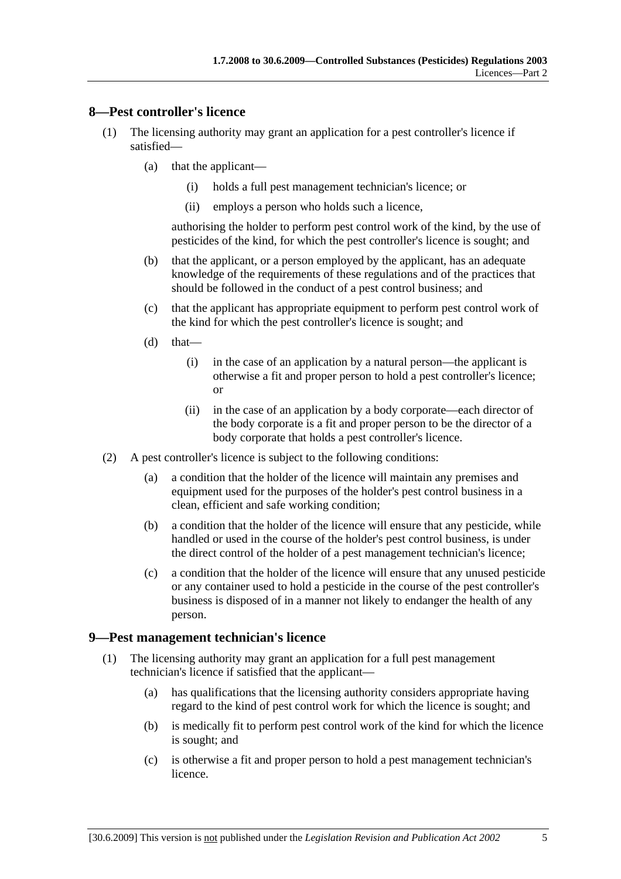## 8—Pest controller's licence

(1) The licensing authority may grant an application for a pest controller's licence if satisfied—

(a) that the applicant—

(i) holds a full pest management technician's licence; or

(ii) employs a person who holds such a licence,

authorising the holder to perform pest control work of the kind, by the use of pesticides of the kind, for which the pest controller's licence is sought; and

(b) that the applicant, or a person employed by the applicant, has an adequate knowledge of the requirements of these regulations and of the practices that should be followed in the conduct of a pest control business; and

(c) that the applicant has appropriate equipment to perform pest control work of the kind for which the pest controller's licence is sought; and

(d) that—

(i) in the case of an application by a natural person—the applicant is otherwise a fit and proper person to hold a pest controller's licence; or

(ii) in the case of an application by a body corporate—each director of the body corporate is a fit and proper person to be the director of a body corporate that holds a pest controller's licence.

(2) A pest controller's licence is subject to the following conditions:

(a) a condition that the holder of the licence will maintain any premises and equipment used for the purposes of the holder's pest control business in a clean, efficient and safe working condition;

(b) a condition that the holder of the licence will ensure that any pesticide, while handled or used in the course of the holder's pest control business, is under the direct control of the holder of a pest management technician's licence;

(c) a condition that the holder of the licence will ensure that any unused pesticide or any container used to hold a pesticide in the course of the pest controller's business is disposed of in a manner not likely to endanger the health of any person.

## 9—Pest management technician's licence

(1) The licensing authority may grant an application for a full pest management technician's licence if satisfied that the applicant—

(a) has qualifications that the licensing authority considers appropriate having regard to the kind of pest control work for which the licence is sought; and

(b) is medically fit to perform pest control work of the kind for which the licence is sought; and

(c) is otherwise a fit and proper person to hold a pest management technician's licence.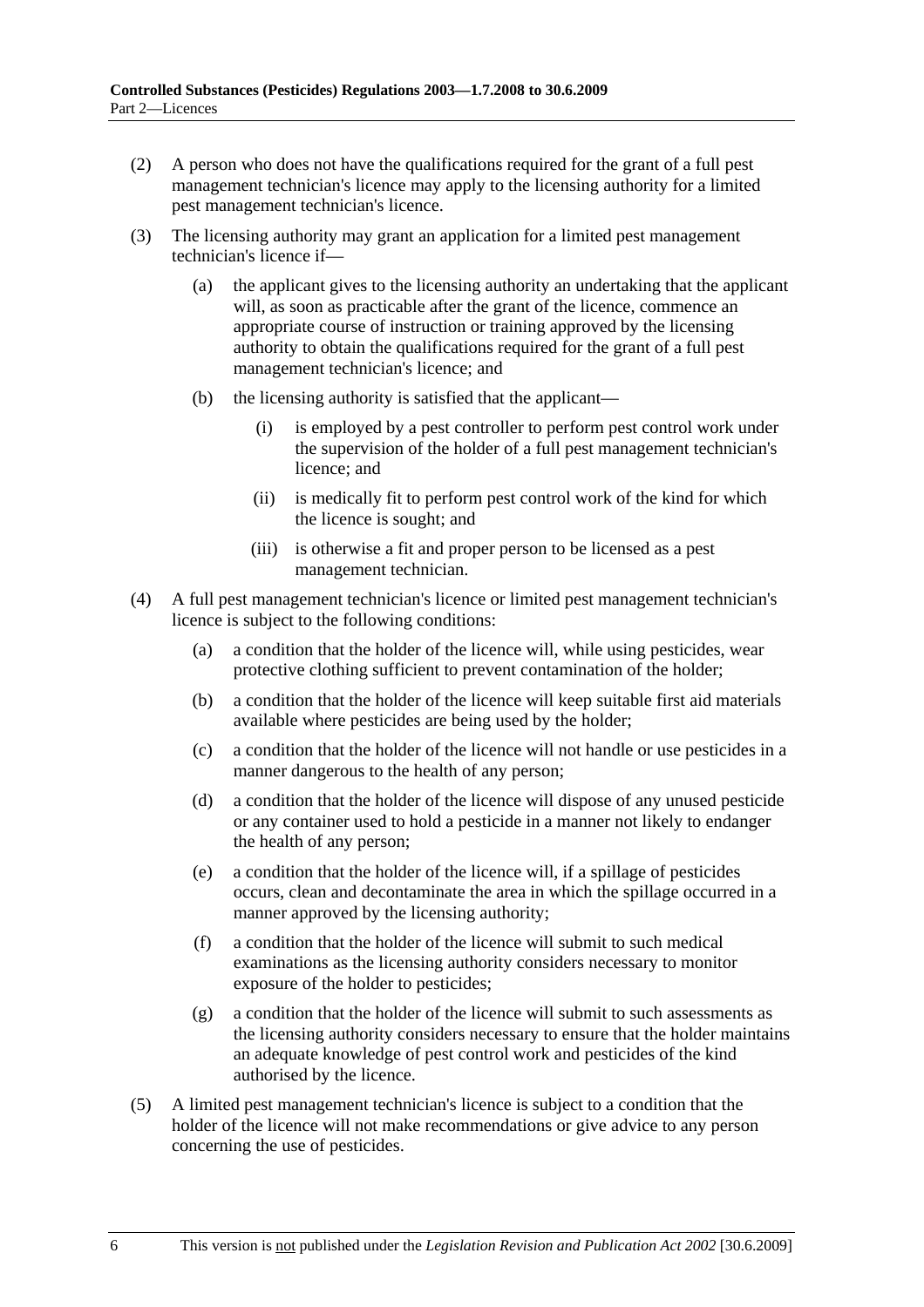(2) A person who does not have the qualifications required for the grant of a full pest management technician's licence may apply to the licensing authority for a limited pest management technician's licence.

(3) The licensing authority may grant an application for a limited pest management technician's licence if—

    (a) the applicant gives to the licensing authority an undertaking that the applicant will, as soon as practicable after the grant of the licence, commence an appropriate course of instruction or training approved by the licensing authority to obtain the qualifications required for the grant of a full pest management technician's licence; and

    (b) the licensing authority is satisfied that the applicant—

        (i) is employed by a pest controller to perform pest control work under the supervision of the holder of a full pest management technician's licence; and

        (ii) is medically fit to perform pest control work of the kind for which the licence is sought; and

        (iii) is otherwise a fit and proper person to be licensed as a pest management technician.

(4) A full pest management technician's licence or limited pest management technician's licence is subject to the following conditions:

    (a) a condition that the holder of the licence will, while using pesticides, wear protective clothing sufficient to prevent contamination of the holder;

    (b) a condition that the holder of the licence will keep suitable first aid materials available where pesticides are being used by the holder;

    (c) a condition that the holder of the licence will not handle or use pesticides in a manner dangerous to the health of any person;

    (d) a condition that the holder of the licence will dispose of any unused pesticide or any container used to hold a pesticide in a manner not likely to endanger the health of any person;

    (e) a condition that the holder of the licence will, if a spillage of pesticides occurs, clean and decontaminate the area in which the spillage occurred in a manner approved by the licensing authority;

    (f) a condition that the holder of the licence will submit to such medical examinations as the licensing authority considers necessary to monitor exposure of the holder to pesticides;

    (g) a condition that the holder of the licence will submit to such assessments as the licensing authority considers necessary to ensure that the holder maintains an adequate knowledge of pest control work and pesticides of the kind authorised by the licence.

(5) A limited pest management technician's licence is subject to a condition that the holder of the licence will not make recommendations or give advice to any person concerning the use of pesticides.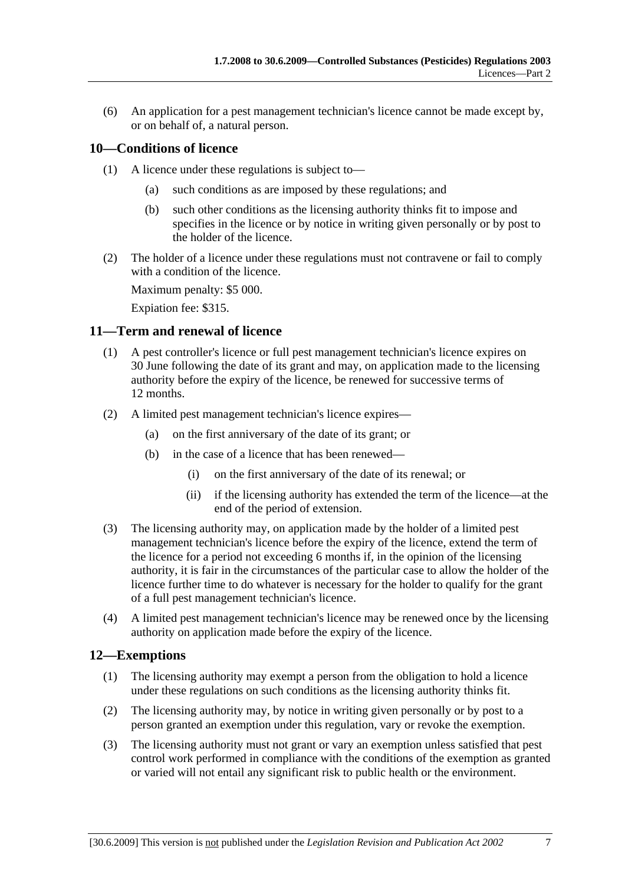(6) An application for a pest management technician's licence cannot be made except by, or on behalf of, a natural person.

## 10—Conditions of licence

(1) A licence under these regulations is subject to—

(a) such conditions as are imposed by these regulations; and

(b) such other conditions as the licensing authority thinks fit to impose and specifies in the licence or by notice in writing given personally or by post to the holder of the licence.

(2) The holder of a licence under these regulations must not contravene or fail to comply with a condition of the licence.

Maximum penalty: $5 000.

Expiation fee: $315.

## 11—Term and renewal of licence

(1) A pest controller's licence or full pest management technician's licence expires on 30 June following the date of its grant and may, on application made to the licensing authority before the expiry of the licence, be renewed for successive terms of 12 months.

(2) A limited pest management technician's licence expires—

(a) on the first anniversary of the date of its grant; or

(b) in the case of a licence that has been renewed—

(i) on the first anniversary of the date of its renewal; or

(ii) if the licensing authority has extended the term of the licence—at the end of the period of extension.

(3) The licensing authority may, on application made by the holder of a limited pest management technician's licence before the expiry of the licence, extend the term of the licence for a period not exceeding 6 months if, in the opinion of the licensing authority, it is fair in the circumstances of the particular case to allow the holder of the licence further time to do whatever is necessary for the holder to qualify for the grant of a full pest management technician's licence.

(4) A limited pest management technician's licence may be renewed once by the licensing authority on application made before the expiry of the licence.

## 12—Exemptions

(1) The licensing authority may exempt a person from the obligation to hold a licence under these regulations on such conditions as the licensing authority thinks fit.

(2) The licensing authority may, by notice in writing given personally or by post to a person granted an exemption under this regulation, vary or revoke the exemption.

(3) The licensing authority must not grant or vary an exemption unless satisfied that pest control work performed in compliance with the conditions of the exemption as granted or varied will not entail any significant risk to public health or the environment.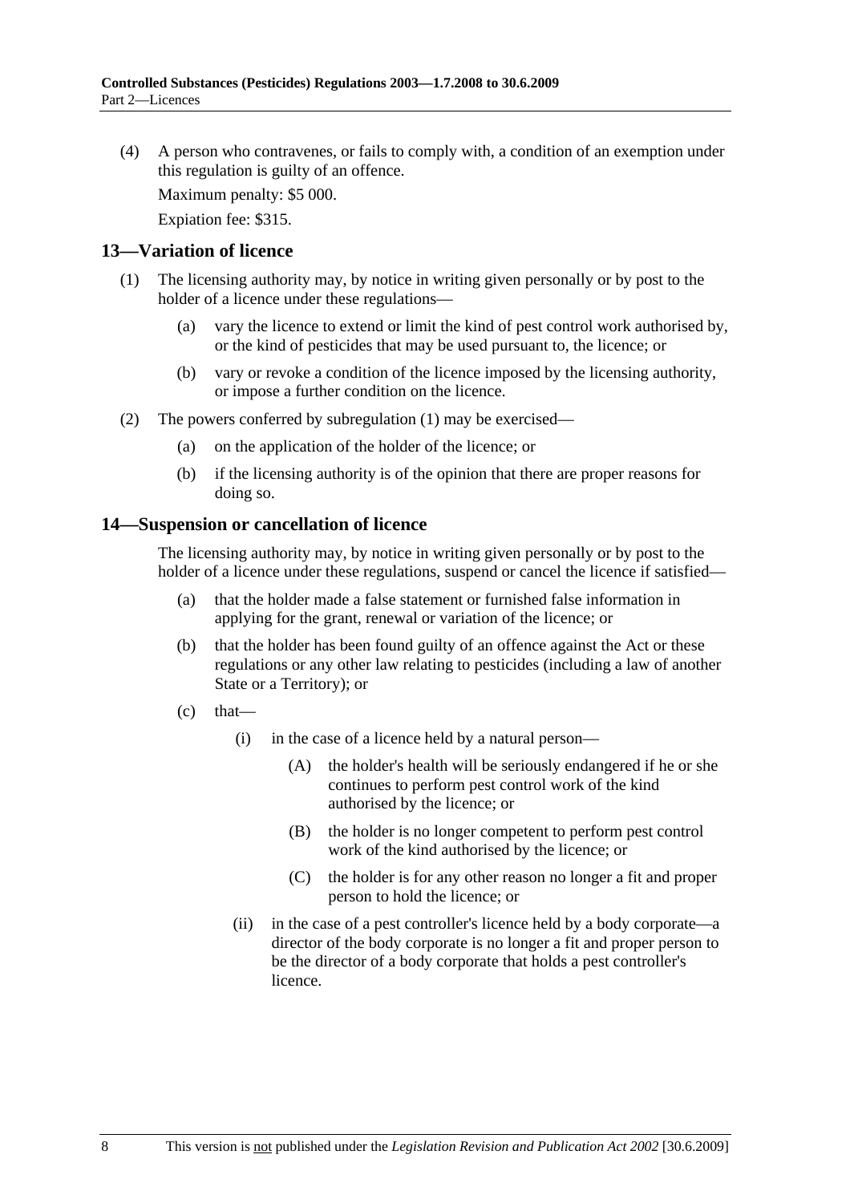(4) A person who contravenes, or fails to comply with, a condition of an exemption under this regulation is guilty of an offence.

Maximum penalty: $5 000.

Expiation fee: $315.

## 13—Variation of licence

(1) The licensing authority may, by notice in writing given personally or by post to the holder of a licence under these regulations—

(a) vary the licence to extend or limit the kind of pest control work authorised by, or the kind of pesticides that may be used pursuant to, the licence; or

(b) vary or revoke a condition of the licence imposed by the licensing authority, or impose a further condition on the licence.

(2) The powers conferred by subregulation (1) may be exercised—

(a) on the application of the holder of the licence; or

(b) if the licensing authority is of the opinion that there are proper reasons for doing so.

## 14—Suspension or cancellation of licence

The licensing authority may, by notice in writing given personally or by post to the holder of a licence under these regulations, suspend or cancel the licence if satisfied—

(a) that the holder made a false statement or furnished false information in applying for the grant, renewal or variation of the licence; or

(b) that the holder has been found guilty of an offence against the Act or these regulations or any other law relating to pesticides (including a law of another State or a Territory); or

(c) that—

(i) in the case of a licence held by a natural person—

(A) the holder's health will be seriously endangered if he or she continues to perform pest control work of the kind authorised by the licence; or

(B) the holder is no longer competent to perform pest control work of the kind authorised by the licence; or

(C) the holder is for any other reason no longer a fit and proper person to hold the licence; or

(ii) in the case of a pest controller's licence held by a body corporate—a director of the body corporate is no longer a fit and proper person to be the director of a body corporate that holds a pest controller's licence.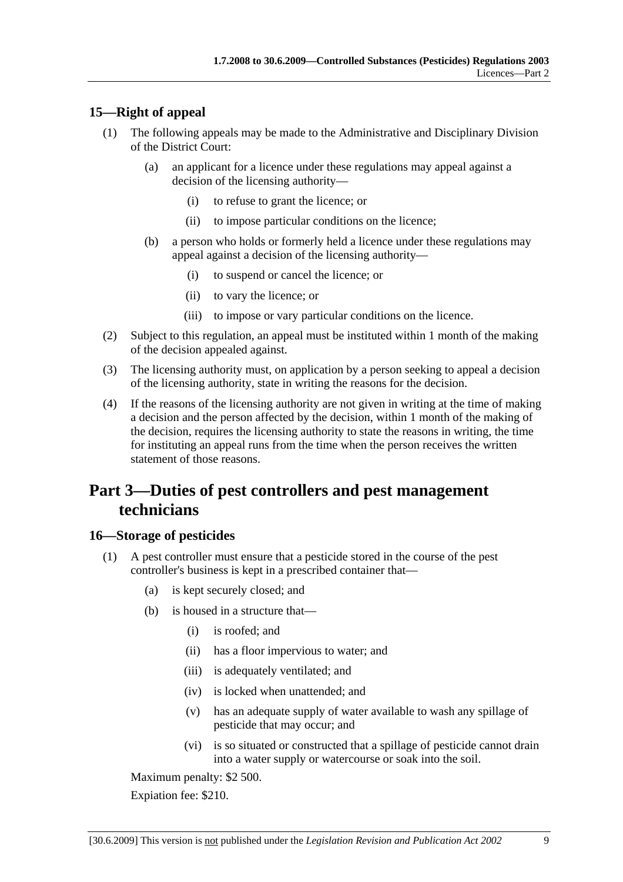## 15—Right of appeal

(1) The following appeals may be made to the Administrative and Disciplinary Division of the District Court:

(a) an applicant for a licence under these regulations may appeal against a decision of the licensing authority—

(i) to refuse to grant the licence; or

(ii) to impose particular conditions on the licence;

(b) a person who holds or formerly held a licence under these regulations may appeal against a decision of the licensing authority—

(i) to suspend or cancel the licence; or

(ii) to vary the licence; or

(iii) to impose or vary particular conditions on the licence.

(2) Subject to this regulation, an appeal must be instituted within 1 month of the making of the decision appealed against.

(3) The licensing authority must, on application by a person seeking to appeal a decision of the licensing authority, state in writing the reasons for the decision.

(4) If the reasons of the licensing authority are not given in writing at the time of making a decision and the person affected by the decision, within 1 month of the making of the decision, requires the licensing authority to state the reasons in writing, the time for instituting an appeal runs from the time when the person receives the written statement of those reasons.

# Part 3—Duties of pest controllers and pest management technicians

## 16—Storage of pesticides

(1) A pest controller must ensure that a pesticide stored in the course of the pest controller's business is kept in a prescribed container that—

(a) is kept securely closed; and

(b) is housed in a structure that—

(i) is roofed; and

(ii) has a floor impervious to water; and

(iii) is adequately ventilated; and

(iv) is locked when unattended; and

(v) has an adequate supply of water available to wash any spillage of pesticide that may occur; and

(vi) is so situated or constructed that a spillage of pesticide cannot drain into a water supply or watercourse or soak into the soil.

Maximum penalty: $2 500.

Expiation fee: $210.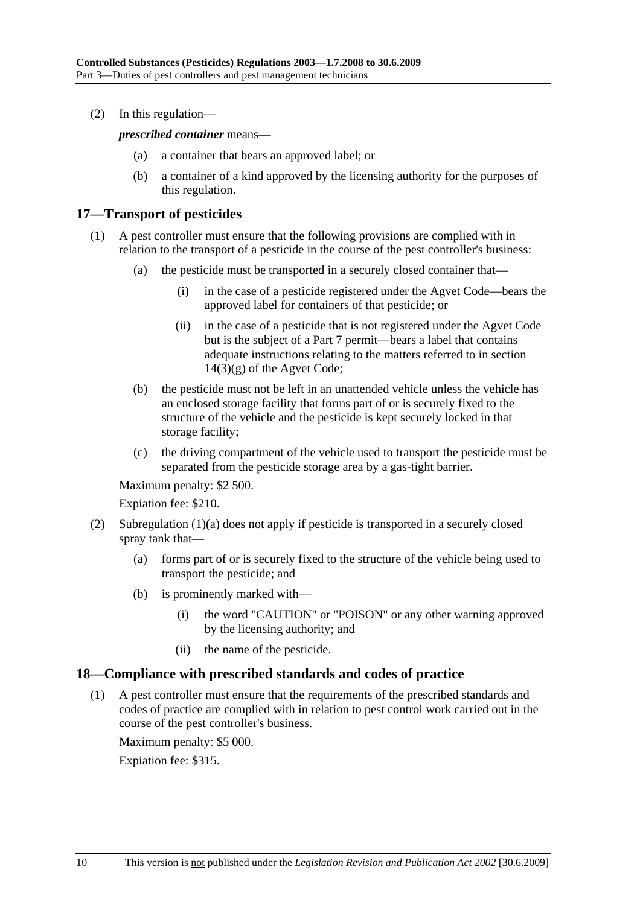(2) In this regulation—

***prescribed container*** means—

(a) a container that bears an approved label; or

(b) a container of a kind approved by the licensing authority for the purposes of this regulation.

## 17—Transport of pesticides

(1) A pest controller must ensure that the following provisions are complied with in relation to the transport of a pesticide in the course of the pest controller's business:

(a) the pesticide must be transported in a securely closed container that—

(i) in the case of a pesticide registered under the Agvet Code—bears the approved label for containers of that pesticide; or

(ii) in the case of a pesticide that is not registered under the Agvet Code but is the subject of a Part 7 permit—bears a label that contains adequate instructions relating to the matters referred to in section 14(3)(g) of the Agvet Code;

(b) the pesticide must not be left in an unattended vehicle unless the vehicle has an enclosed storage facility that forms part of or is securely fixed to the structure of the vehicle and the pesticide is kept securely locked in that storage facility;

(c) the driving compartment of the vehicle used to transport the pesticide must be separated from the pesticide storage area by a gas-tight barrier.

Maximum penalty: $2 500.

Expiation fee: $210.

(2) Subregulation (1)(a) does not apply if pesticide is transported in a securely closed spray tank that—

(a) forms part of or is securely fixed to the structure of the vehicle being used to transport the pesticide; and

(b) is prominently marked with—

(i) the word "CAUTION" or "POISON" or any other warning approved by the licensing authority; and

(ii) the name of the pesticide.

## 18—Compliance with prescribed standards and codes of practice

(1) A pest controller must ensure that the requirements of the prescribed standards and codes of practice are complied with in relation to pest control work carried out in the course of the pest controller's business.

Maximum penalty: $5 000.

Expiation fee: $315.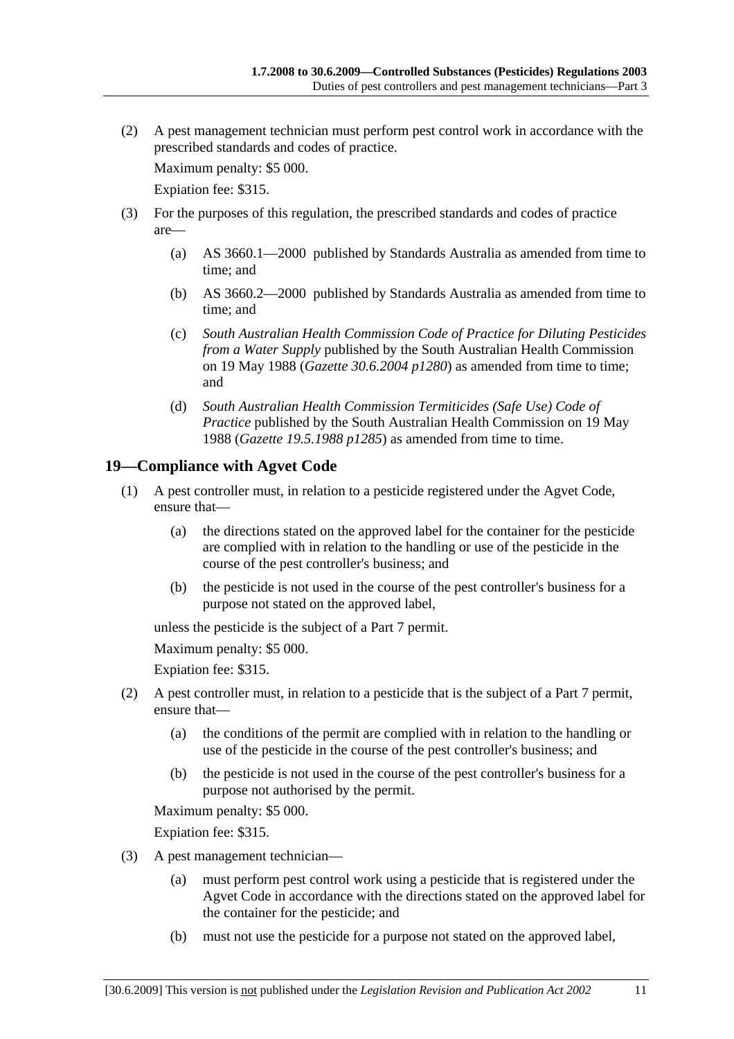(2) A pest management technician must perform pest control work in accordance with the prescribed standards and codes of practice.

Maximum penalty: $5 000.

Expiation fee: $315.

(3) For the purposes of this regulation, the prescribed standards and codes of practice are—

(a) AS 3660.1—2000 published by Standards Australia as amended from time to time; and

(b) AS 3660.2—2000 published by Standards Australia as amended from time to time; and

(c) *South Australian Health Commission Code of Practice for Diluting Pesticides from a Water Supply* published by the South Australian Health Commission on 19 May 1988 (*Gazette 30.6.2004 p1280*) as amended from time to time; and

(d) *South Australian Health Commission Termiticides (Safe Use) Code of Practice* published by the South Australian Health Commission on 19 May 1988 (*Gazette 19.5.1988 p1285*) as amended from time to time.

## 19—Compliance with Agvet Code

(1) A pest controller must, in relation to a pesticide registered under the Agvet Code, ensure that—

(a) the directions stated on the approved label for the container for the pesticide are complied with in relation to the handling or use of the pesticide in the course of the pest controller's business; and

(b) the pesticide is not used in the course of the pest controller's business for a purpose not stated on the approved label,

unless the pesticide is the subject of a Part 7 permit.

Maximum penalty: $5 000.

Expiation fee: $315.

(2) A pest controller must, in relation to a pesticide that is the subject of a Part 7 permit, ensure that—

(a) the conditions of the permit are complied with in relation to the handling or use of the pesticide in the course of the pest controller's business; and

(b) the pesticide is not used in the course of the pest controller's business for a purpose not authorised by the permit.

Maximum penalty: $5 000.

Expiation fee: $315.

(3) A pest management technician—

(a) must perform pest control work using a pesticide that is registered under the Agvet Code in accordance with the directions stated on the approved label for the container for the pesticide; and

(b) must not use the pesticide for a purpose not stated on the approved label,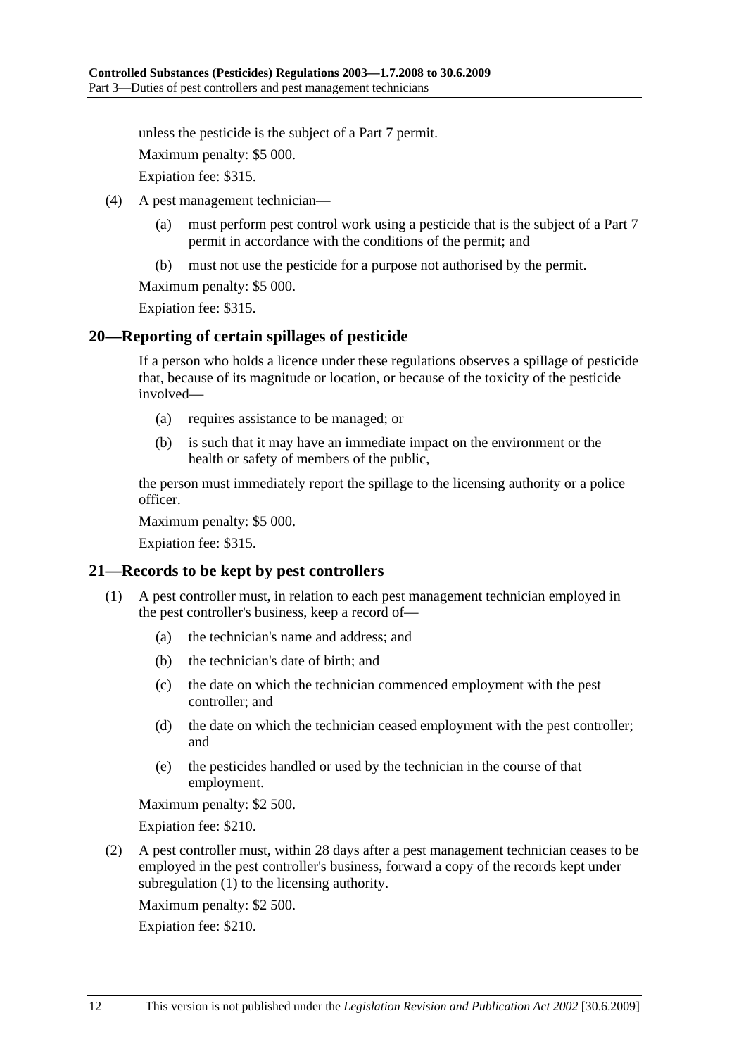unless the pesticide is the subject of a Part 7 permit.

Maximum penalty: $5 000.

Expiation fee: $315.

(4) A pest management technician—

(a) must perform pest control work using a pesticide that is the subject of a Part 7 permit in accordance with the conditions of the permit; and

(b) must not use the pesticide for a purpose not authorised by the permit.

Maximum penalty: $5 000.

Expiation fee: $315.

## 20—Reporting of certain spillages of pesticide

If a person who holds a licence under these regulations observes a spillage of pesticide that, because of its magnitude or location, or because of the toxicity of the pesticide involved—

(a) requires assistance to be managed; or

(b) is such that it may have an immediate impact on the environment or the health or safety of members of the public,

the person must immediately report the spillage to the licensing authority or a police officer.

Maximum penalty: $5 000.

Expiation fee: $315.

## 21—Records to be kept by pest controllers

(1) A pest controller must, in relation to each pest management technician employed in the pest controller's business, keep a record of—

(a) the technician's name and address; and

(b) the technician's date of birth; and

(c) the date on which the technician commenced employment with the pest controller; and

(d) the date on which the technician ceased employment with the pest controller; and

(e) the pesticides handled or used by the technician in the course of that employment.

Maximum penalty: $2 500.

Expiation fee: $210.

(2) A pest controller must, within 28 days after a pest management technician ceases to be employed in the pest controller's business, forward a copy of the records kept under subregulation (1) to the licensing authority.

Maximum penalty: $2 500.

Expiation fee: $210.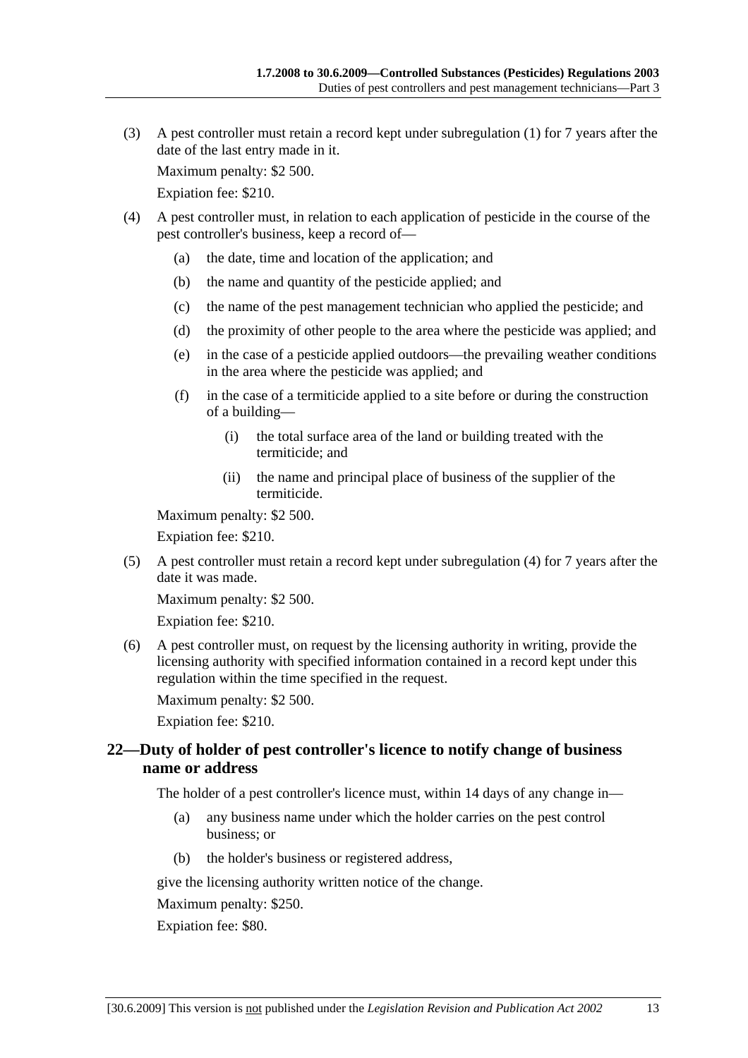(3) A pest controller must retain a record kept under subregulation (1) for 7 years after the date of the last entry made in it.

Maximum penalty: $2 500.

Expiation fee: $210.

(4) A pest controller must, in relation to each application of pesticide in the course of the pest controller's business, keep a record of—

(a) the date, time and location of the application; and

(b) the name and quantity of the pesticide applied; and

(c) the name of the pest management technician who applied the pesticide; and

(d) the proximity of other people to the area where the pesticide was applied; and

(e) in the case of a pesticide applied outdoors—the prevailing weather conditions in the area where the pesticide was applied; and

(f) in the case of a termiticide applied to a site before or during the construction of a building—

(i) the total surface area of the land or building treated with the termiticide; and

(ii) the name and principal place of business of the supplier of the termiticide.

Maximum penalty: $2 500.

Expiation fee: $210.

(5) A pest controller must retain a record kept under subregulation (4) for 7 years after the date it was made.

Maximum penalty: $2 500.

Expiation fee: $210.

(6) A pest controller must, on request by the licensing authority in writing, provide the licensing authority with specified information contained in a record kept under this regulation within the time specified in the request.

Maximum penalty: $2 500.

Expiation fee: $210.

## 22—Duty of holder of pest controller's licence to notify change of business name or address

The holder of a pest controller's licence must, within 14 days of any change in—

(a) any business name under which the holder carries on the pest control business; or

(b) the holder's business or registered address,

give the licensing authority written notice of the change.

Maximum penalty: $250.

Expiation fee: $80.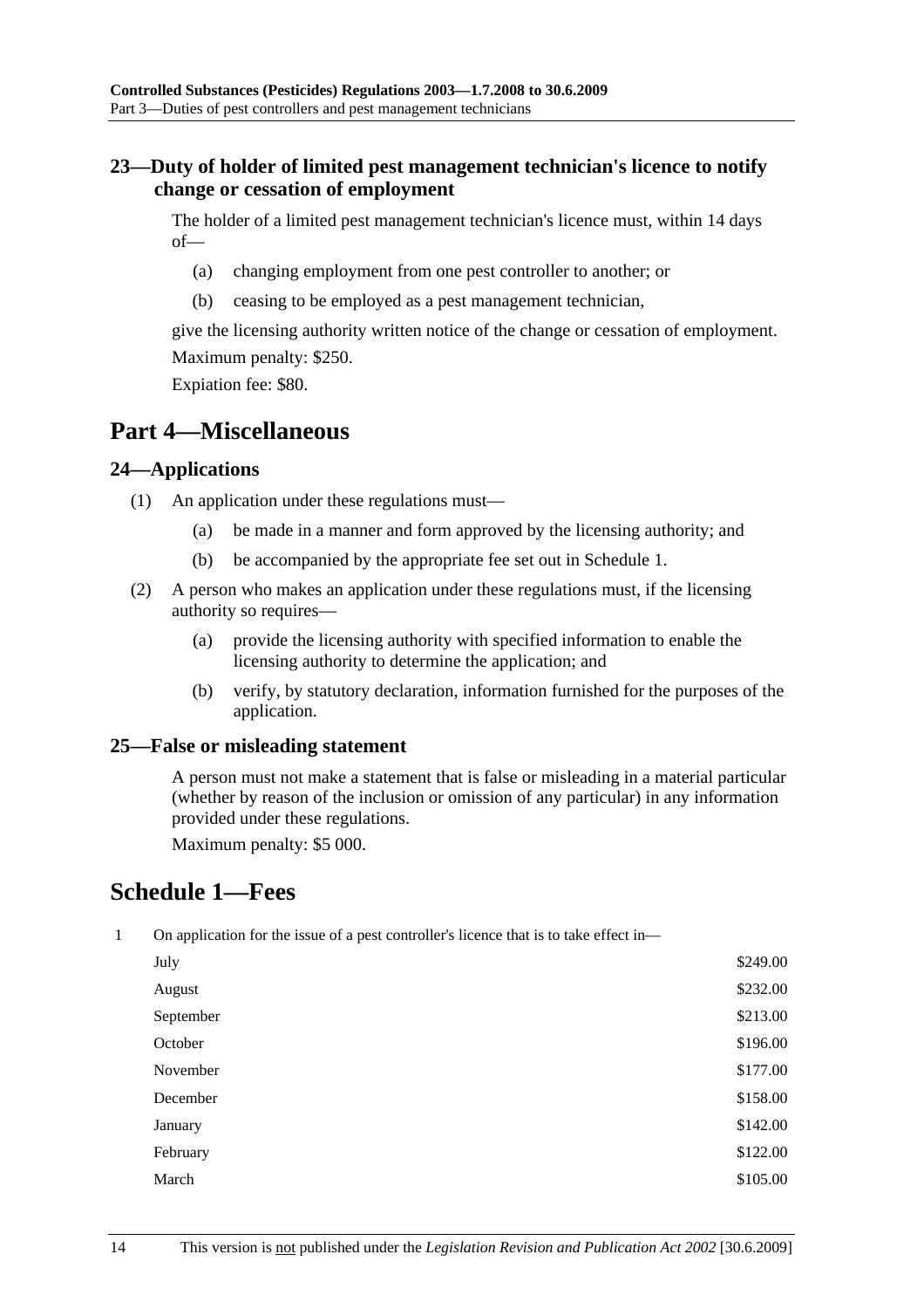### 23—Duty of holder of limited pest management technician's licence to notify change or cessation of employment

The holder of a limited pest management technician's licence must, within 14 days of—

(a) changing employment from one pest controller to another; or

(b) ceasing to be employed as a pest management technician,

give the licensing authority written notice of the change or cessation of employment.

Maximum penalty: $250.

Expiation fee: $80.

## Part 4—Miscellaneous

### 24—Applications

(1) An application under these regulations must—

(a) be made in a manner and form approved by the licensing authority; and

(b) be accompanied by the appropriate fee set out in Schedule 1.

(2) A person who makes an application under these regulations must, if the licensing authority so requires—

(a) provide the licensing authority with specified information to enable the licensing authority to determine the application; and

(b) verify, by statutory declaration, information furnished for the purposes of the application.

### 25—False or misleading statement

A person must not make a statement that is false or misleading in a material particular (whether by reason of the inclusion or omission of any particular) in any information provided under these regulations.

Maximum penalty: $5 000.

## Schedule 1—Fees

1 On application for the issue of a pest controller's licence that is to take effect in—

| | |
|---|---|
| July | $249.00 |
| August | $232.00 |
| September | $213.00 |
| October | $196.00 |
| November | $177.00 |
| December | $158.00 |
| January | $142.00 |
| February | $122.00 |
| March | $105.00 |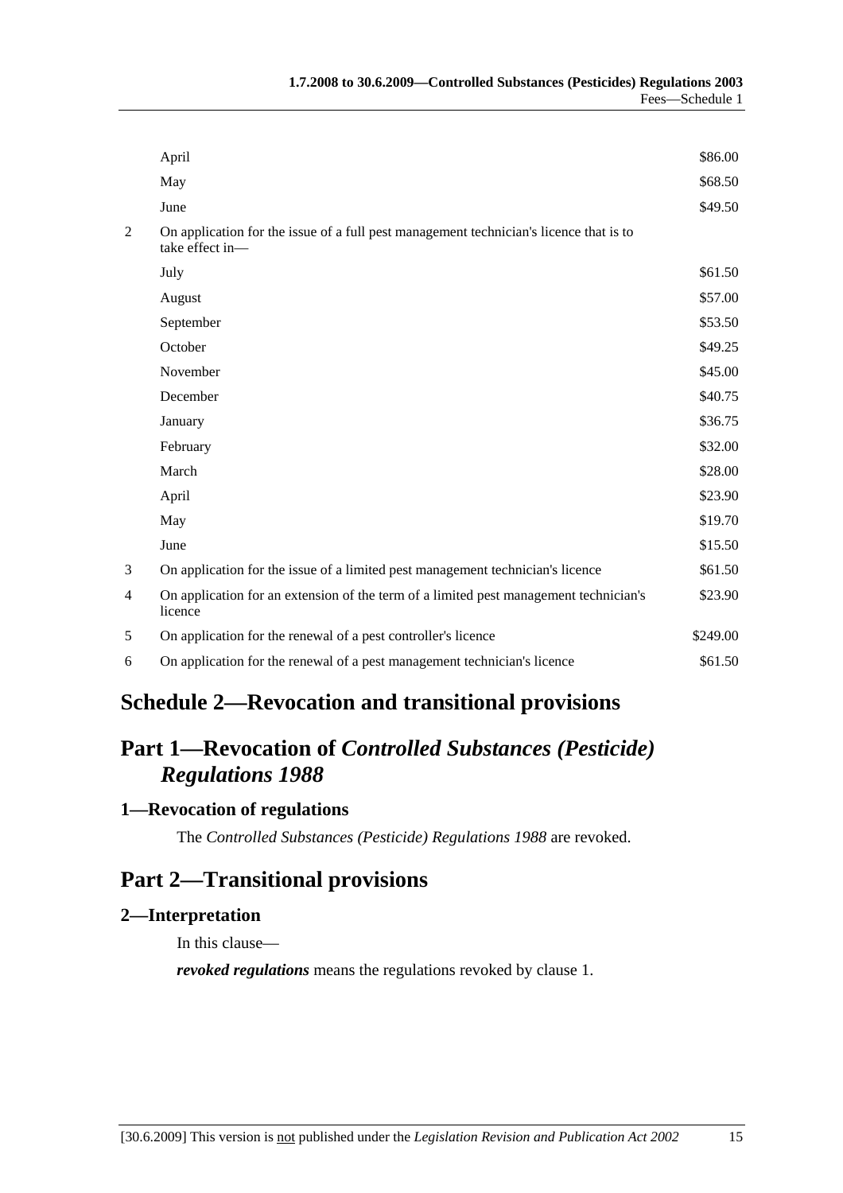| | | |
|---|---|---|
| | April | $86.00 |
| | May | $68.50 |
| | June | $49.50 |
| 2 | On application for the issue of a full pest management technician's licence that is to take effect in— | |
| | July | $61.50 |
| | August | $57.00 |
| | September | $53.50 |
| | October | $49.25 |
| | November | $45.00 |
| | December | $40.75 |
| | January | $36.75 |
| | February | $32.00 |
| | March | $28.00 |
| | April | $23.90 |
| | May | $19.70 |
| | June | $15.50 |
| 3 | On application for the issue of a limited pest management technician's licence | $61.50 |
| 4 | On application for an extension of the term of a limited pest management technician's licence | $23.90 |
| 5 | On application for the renewal of a pest controller's licence | $249.00 |
| 6 | On application for the renewal of a pest management technician's licence | $61.50 |

# Schedule 2—Revocation and transitional provisions

## Part 1—Revocation of *Controlled Substances (Pesticide) Regulations 1988*

### 1—Revocation of regulations

The *Controlled Substances (Pesticide) Regulations 1988* are revoked.

## Part 2—Transitional provisions

### 2—Interpretation

In this clause—

***revoked regulations*** means the regulations revoked by clause 1.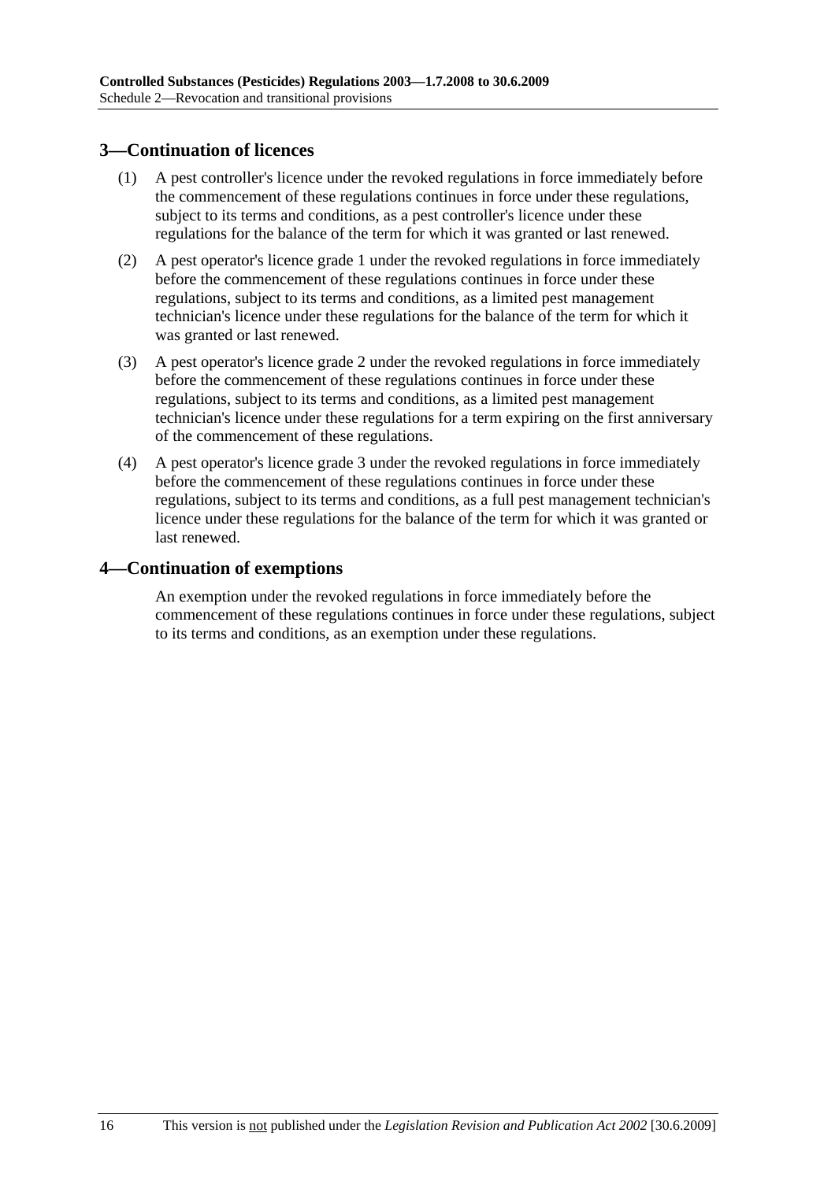## 3—Continuation of licences

(1) A pest controller's licence under the revoked regulations in force immediately before the commencement of these regulations continues in force under these regulations, subject to its terms and conditions, as a pest controller's licence under these regulations for the balance of the term for which it was granted or last renewed.

(2) A pest operator's licence grade 1 under the revoked regulations in force immediately before the commencement of these regulations continues in force under these regulations, subject to its terms and conditions, as a limited pest management technician's licence under these regulations for the balance of the term for which it was granted or last renewed.

(3) A pest operator's licence grade 2 under the revoked regulations in force immediately before the commencement of these regulations continues in force under these regulations, subject to its terms and conditions, as a limited pest management technician's licence under these regulations for a term expiring on the first anniversary of the commencement of these regulations.

(4) A pest operator's licence grade 3 under the revoked regulations in force immediately before the commencement of these regulations continues in force under these regulations, subject to its terms and conditions, as a full pest management technician's licence under these regulations for the balance of the term for which it was granted or last renewed.

## 4—Continuation of exemptions

An exemption under the revoked regulations in force immediately before the commencement of these regulations continues in force under these regulations, subject to its terms and conditions, as an exemption under these regulations.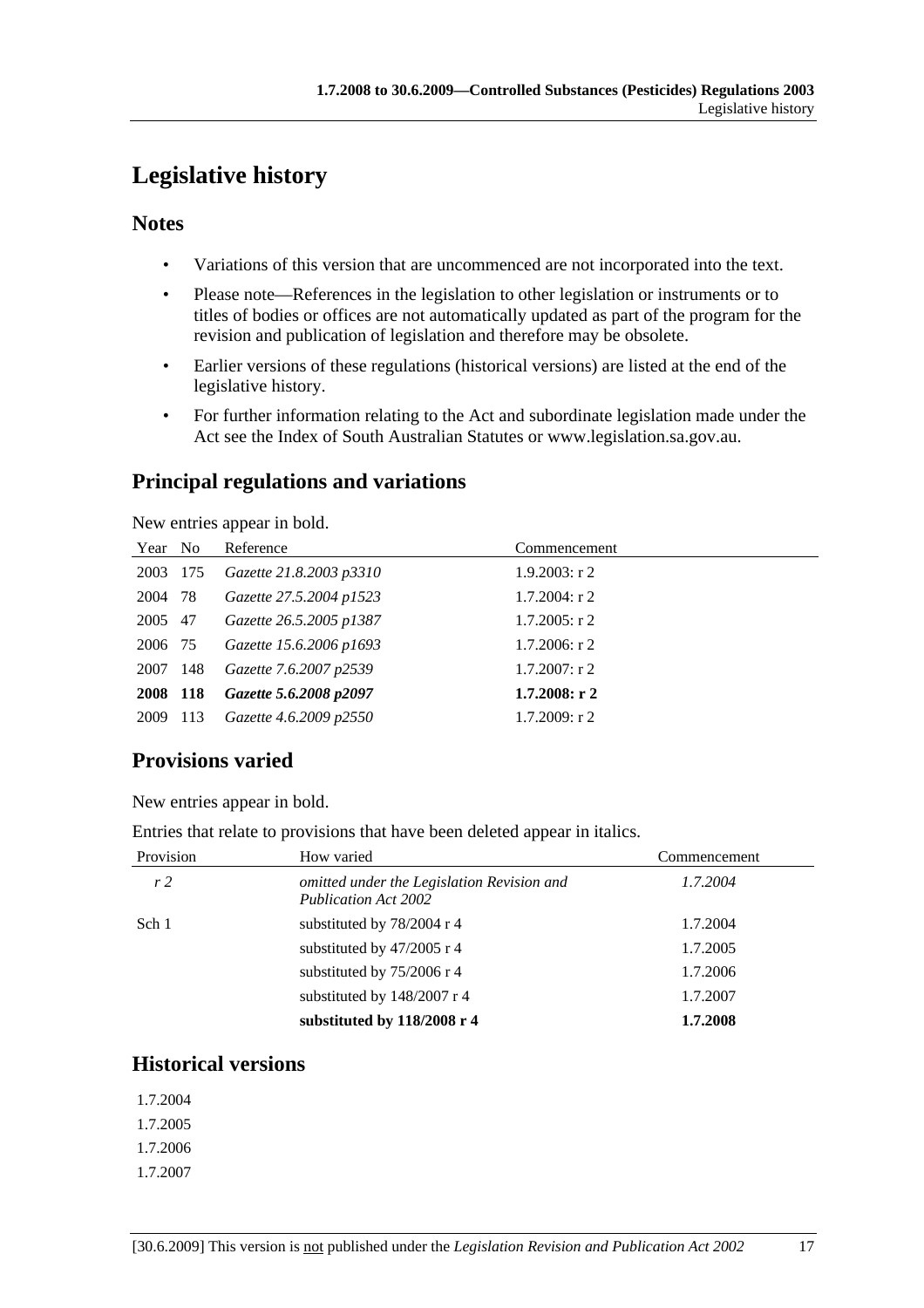# Legislative history

## Notes

- Variations of this version that are uncommenced are not incorporated into the text.
- Please note—References in the legislation to other legislation or instruments or to titles of bodies or offices are not automatically updated as part of the program for the revision and publication of legislation and therefore may be obsolete.
- Earlier versions of these regulations (historical versions) are listed at the end of the legislative history.
- For further information relating to the Act and subordinate legislation made under the Act see the Index of South Australian Statutes or www.legislation.sa.gov.au.

## Principal regulations and variations

New entries appear in bold.

| Year | No | Reference | Commencement |
|---|---|---|---|
| 2003 | 175 | *Gazette 21.8.2003 p3310* | 1.9.2003: r 2 |
| 2004 | 78 | *Gazette 27.5.2004 p1523* | 1.7.2004: r 2 |
| 2005 | 47 | *Gazette 26.5.2005 p1387* | 1.7.2005: r 2 |
| 2006 | 75 | *Gazette 15.6.2006 p1693* | 1.7.2006: r 2 |
| 2007 | 148 | *Gazette 7.6.2007 p2539* | 1.7.2007: r 2 |
| **2008** | **118** | ***Gazette 5.6.2008 p2097*** | **1.7.2008: r 2** |
| 2009 | 113 | *Gazette 4.6.2009 p2550* | 1.7.2009: r 2 |

## Provisions varied

New entries appear in bold.

Entries that relate to provisions that have been deleted appear in italics.

| Provision | How varied | Commencement |
|---|---|---|
| *r 2* | *omitted under the Legislation Revision and Publication Act 2002* | *1.7.2004* |
| Sch 1 | substituted by 78/2004 r 4 | 1.7.2004 |
| | substituted by 47/2005 r 4 | 1.7.2005 |
| | substituted by 75/2006 r 4 | 1.7.2006 |
| | substituted by 148/2007 r 4 | 1.7.2007 |
| | **substituted by 118/2008 r 4** | **1.7.2008** |

## Historical versions

1.7.2004

1.7.2005

1.7.2006

1.7.2007